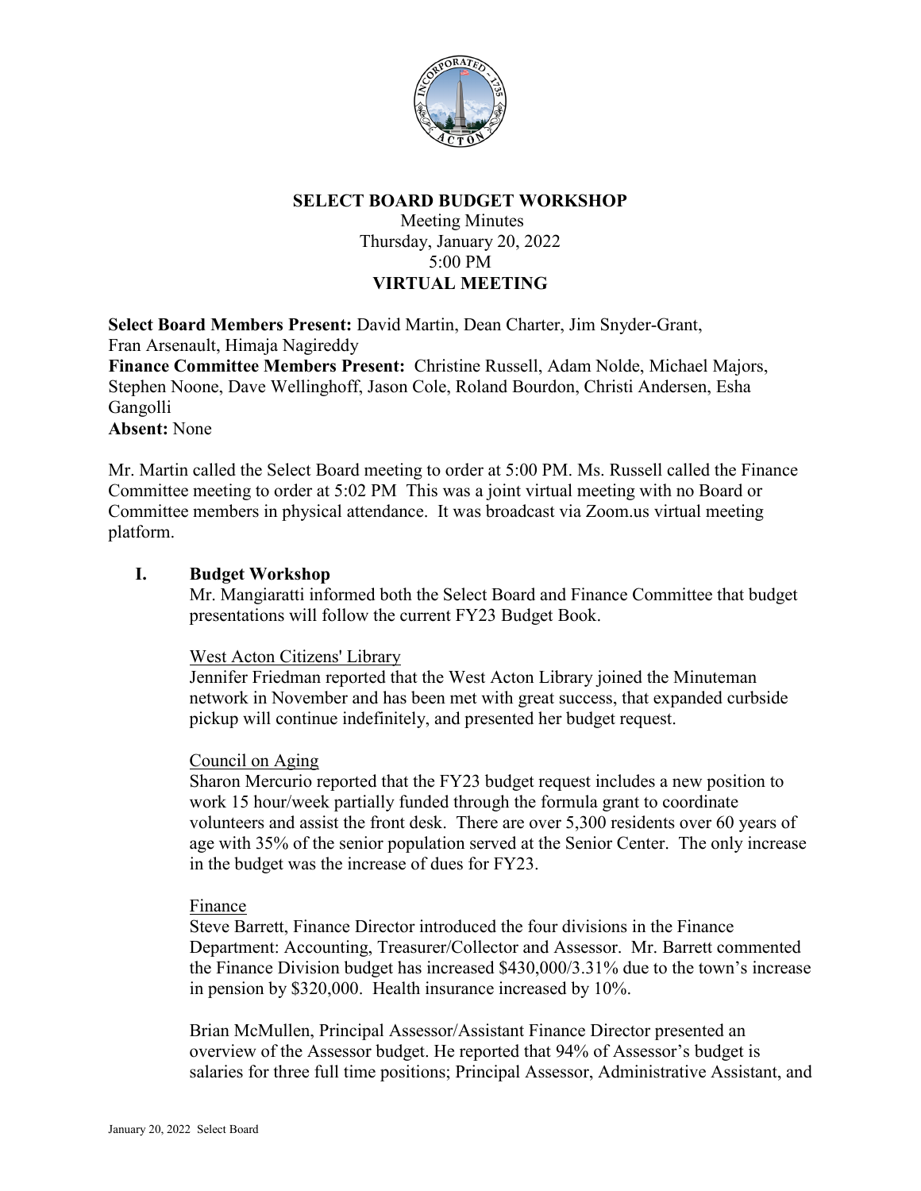# SELECT BOARD BUDGET WORKSHOP

Meeting Minutes
Thursday, January 20, 2022
5:00 PM
**VIRTUAL MEETING**

**Select Board Members Present:** David Martin, Dean Charter, Jim Snyder-Grant, Fran Arsenault, Himaja Nagireddy
**Finance Committee Members Present:** Christine Russell, Adam Nolde, Michael Majors, Stephen Noone, Dave Wellinghoff, Jason Cole, Roland Bourdon, Christi Andersen, Esha Gangolli
**Absent:** None

Mr. Martin called the Select Board meeting to order at 5:00 PM. Ms. Russell called the Finance Committee meeting to order at 5:02 PM This was a joint virtual meeting with no Board or Committee members in physical attendance. It was broadcast via Zoom.us virtual meeting platform.

## I. Budget Workshop

Mr. Mangiaratti informed both the Select Board and Finance Committee that budget presentations will follow the current FY23 Budget Book.

West Acton Citizens' Library

Jennifer Friedman reported that the West Acton Library joined the Minuteman network in November and has been met with great success, that expanded curbside pickup will continue indefinitely, and presented her budget request.

Council on Aging

Sharon Mercurio reported that the FY23 budget request includes a new position to work 15 hour/week partially funded through the formula grant to coordinate volunteers and assist the front desk. There are over 5,300 residents over 60 years of age with 35% of the senior population served at the Senior Center. The only increase in the budget was the increase of dues for FY23.

Finance

Steve Barrett, Finance Director introduced the four divisions in the Finance Department: Accounting, Treasurer/Collector and Assessor. Mr. Barrett commented the Finance Division budget has increased $430,000/3.31% due to the town's increase in pension by $320,000. Health insurance increased by 10%.

Brian McMullen, Principal Assessor/Assistant Finance Director presented an overview of the Assessor budget. He reported that 94% of Assessor's budget is salaries for three full time positions; Principal Assessor, Administrative Assistant, and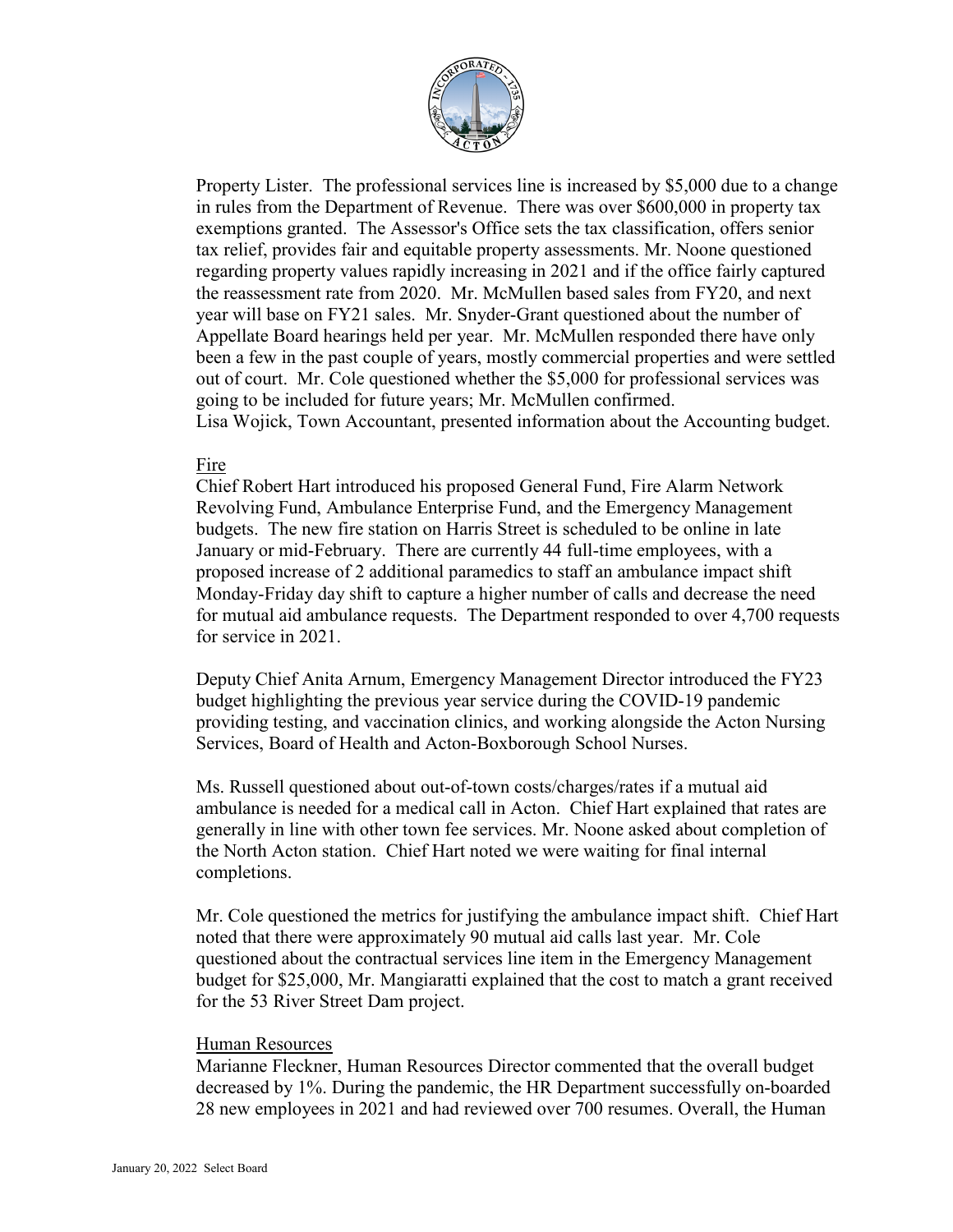Property Lister. The professional services line is increased by $5,000 due to a change in rules from the Department of Revenue. There was over $600,000 in property tax exemptions granted. The Assessor's Office sets the tax classification, offers senior tax relief, provides fair and equitable property assessments. Mr. Noone questioned regarding property values rapidly increasing in 2021 and if the office fairly captured the reassessment rate from 2020. Mr. McMullen based sales from FY20, and next year will base on FY21 sales. Mr. Snyder-Grant questioned about the number of Appellate Board hearings held per year. Mr. McMullen responded there have only been a few in the past couple of years, mostly commercial properties and were settled out of court. Mr. Cole questioned whether the $5,000 for professional services was going to be included for future years; Mr. McMullen confirmed.
Lisa Wojick, Town Accountant, presented information about the Accounting budget.

Fire

Chief Robert Hart introduced his proposed General Fund, Fire Alarm Network Revolving Fund, Ambulance Enterprise Fund, and the Emergency Management budgets. The new fire station on Harris Street is scheduled to be online in late January or mid-February. There are currently 44 full-time employees, with a proposed increase of 2 additional paramedics to staff an ambulance impact shift Monday-Friday day shift to capture a higher number of calls and decrease the need for mutual aid ambulance requests. The Department responded to over 4,700 requests for service in 2021.

Deputy Chief Anita Arnum, Emergency Management Director introduced the FY23 budget highlighting the previous year service during the COVID-19 pandemic providing testing, and vaccination clinics, and working alongside the Acton Nursing Services, Board of Health and Acton-Boxborough School Nurses.

Ms. Russell questioned about out-of-town costs/charges/rates if a mutual aid ambulance is needed for a medical call in Acton. Chief Hart explained that rates are generally in line with other town fee services. Mr. Noone asked about completion of the North Acton station. Chief Hart noted we were waiting for final internal completions.

Mr. Cole questioned the metrics for justifying the ambulance impact shift. Chief Hart noted that there were approximately 90 mutual aid calls last year. Mr. Cole questioned about the contractual services line item in the Emergency Management budget for $25,000, Mr. Mangiaratti explained that the cost to match a grant received for the 53 River Street Dam project.

Human Resources

Marianne Fleckner, Human Resources Director commented that the overall budget decreased by 1%. During the pandemic, the HR Department successfully on-boarded 28 new employees in 2021 and had reviewed over 700 resumes. Overall, the Human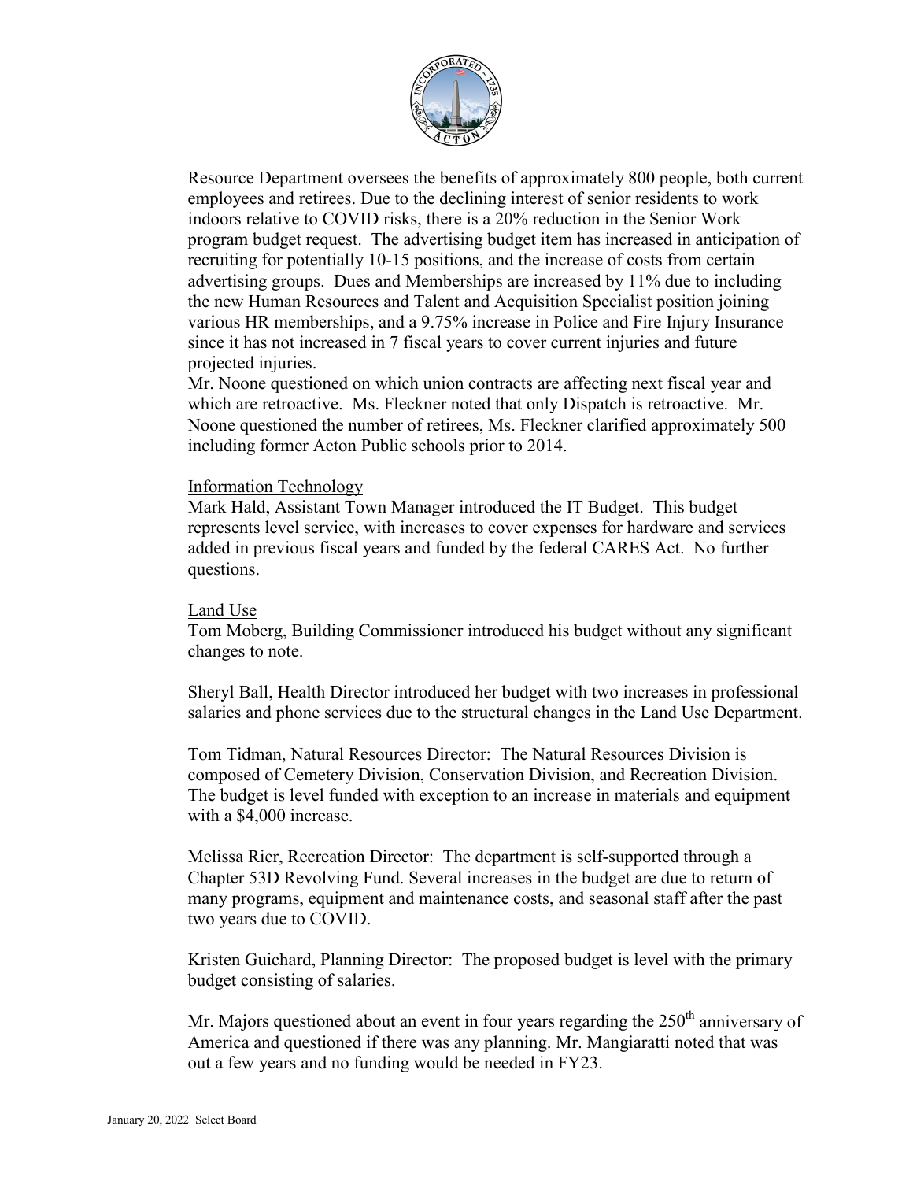Resource Department oversees the benefits of approximately 800 people, both current employees and retirees. Due to the declining interest of senior residents to work indoors relative to COVID risks, there is a 20% reduction in the Senior Work program budget request. The advertising budget item has increased in anticipation of recruiting for potentially 10-15 positions, and the increase of costs from certain advertising groups. Dues and Memberships are increased by 11% due to including the new Human Resources and Talent and Acquisition Specialist position joining various HR memberships, and a 9.75% increase in Police and Fire Injury Insurance since it has not increased in 7 fiscal years to cover current injuries and future projected injuries.

Mr. Noone questioned on which union contracts are affecting next fiscal year and which are retroactive. Ms. Fleckner noted that only Dispatch is retroactive. Mr. Noone questioned the number of retirees, Ms. Fleckner clarified approximately 500 including former Acton Public schools prior to 2014.

Information Technology

Mark Hald, Assistant Town Manager introduced the IT Budget. This budget represents level service, with increases to cover expenses for hardware and services added in previous fiscal years and funded by the federal CARES Act. No further questions.

Land Use

Tom Moberg, Building Commissioner introduced his budget without any significant changes to note.

Sheryl Ball, Health Director introduced her budget with two increases in professional salaries and phone services due to the structural changes in the Land Use Department.

Tom Tidman, Natural Resources Director: The Natural Resources Division is composed of Cemetery Division, Conservation Division, and Recreation Division. The budget is level funded with exception to an increase in materials and equipment with a $4,000 increase.

Melissa Rier, Recreation Director: The department is self-supported through a Chapter 53D Revolving Fund. Several increases in the budget are due to return of many programs, equipment and maintenance costs, and seasonal staff after the past two years due to COVID.

Kristen Guichard, Planning Director: The proposed budget is level with the primary budget consisting of salaries.

Mr. Majors questioned about an event in four years regarding the 250th anniversary of America and questioned if there was any planning. Mr. Mangiaratti noted that was out a few years and no funding would be needed in FY23.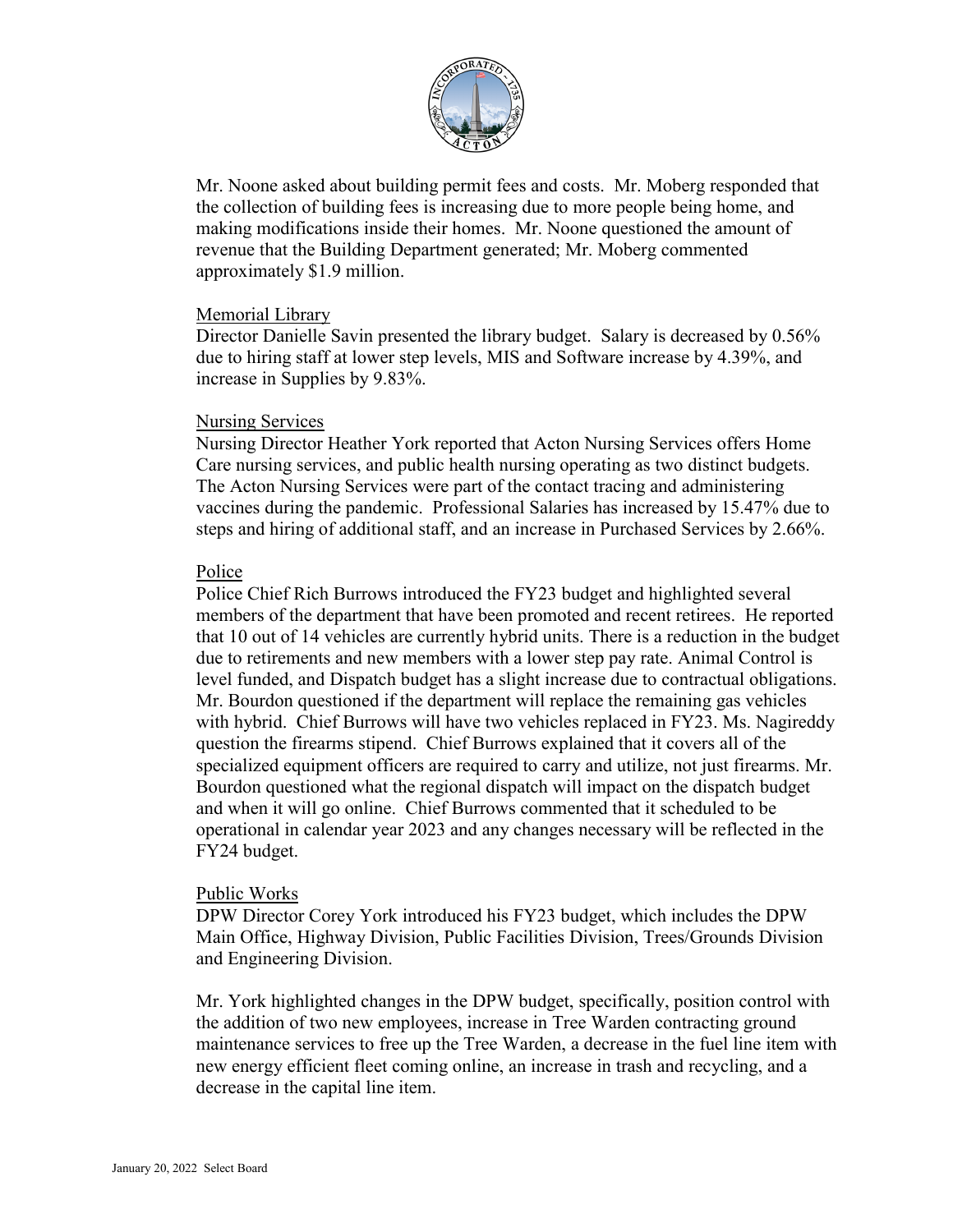Mr. Noone asked about building permit fees and costs. Mr. Moberg responded that the collection of building fees is increasing due to more people being home, and making modifications inside their homes. Mr. Noone questioned the amount of revenue that the Building Department generated; Mr. Moberg commented approximately $1.9 million.

### Memorial Library

Director Danielle Savin presented the library budget. Salary is decreased by 0.56% due to hiring staff at lower step levels, MIS and Software increase by 4.39%, and increase in Supplies by 9.83%.

### Nursing Services

Nursing Director Heather York reported that Acton Nursing Services offers Home Care nursing services, and public health nursing operating as two distinct budgets. The Acton Nursing Services were part of the contact tracing and administering vaccines during the pandemic. Professional Salaries has increased by 15.47% due to steps and hiring of additional staff, and an increase in Purchased Services by 2.66%.

### Police

Police Chief Rich Burrows introduced the FY23 budget and highlighted several members of the department that have been promoted and recent retirees. He reported that 10 out of 14 vehicles are currently hybrid units. There is a reduction in the budget due to retirements and new members with a lower step pay rate. Animal Control is level funded, and Dispatch budget has a slight increase due to contractual obligations. Mr. Bourdon questioned if the department will replace the remaining gas vehicles with hybrid. Chief Burrows will have two vehicles replaced in FY23. Ms. Nagireddy question the firearms stipend. Chief Burrows explained that it covers all of the specialized equipment officers are required to carry and utilize, not just firearms. Mr. Bourdon questioned what the regional dispatch will impact on the dispatch budget and when it will go online. Chief Burrows commented that it scheduled to be operational in calendar year 2023 and any changes necessary will be reflected in the FY24 budget.

### Public Works

DPW Director Corey York introduced his FY23 budget, which includes the DPW Main Office, Highway Division, Public Facilities Division, Trees/Grounds Division and Engineering Division.

Mr. York highlighted changes in the DPW budget, specifically, position control with the addition of two new employees, increase in Tree Warden contracting ground maintenance services to free up the Tree Warden, a decrease in the fuel line item with new energy efficient fleet coming online, an increase in trash and recycling, and a decrease in the capital line item.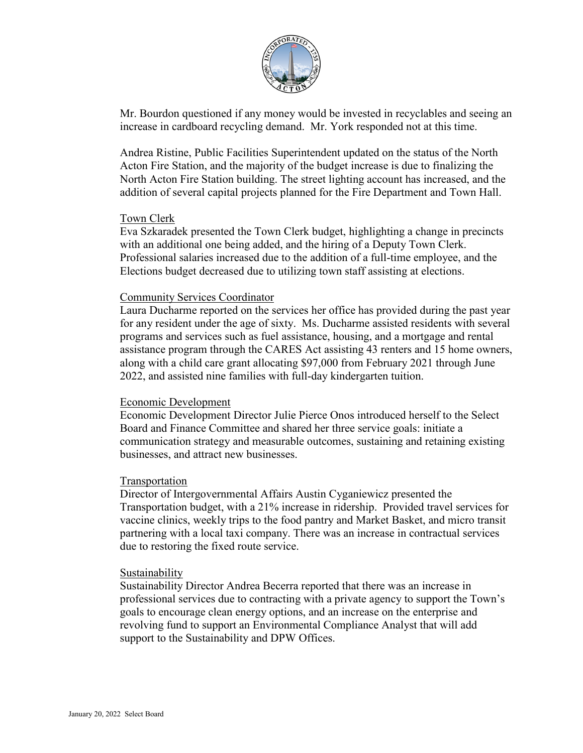Mr. Bourdon questioned if any money would be invested in recyclables and seeing an increase in cardboard recycling demand. Mr. York responded not at this time.

Andrea Ristine, Public Facilities Superintendent updated on the status of the North Acton Fire Station, and the majority of the budget increase is due to finalizing the North Acton Fire Station building. The street lighting account has increased, and the addition of several capital projects planned for the Fire Department and Town Hall.

## Town Clerk

Eva Szkaradek presented the Town Clerk budget, highlighting a change in precincts with an additional one being added, and the hiring of a Deputy Town Clerk. Professional salaries increased due to the addition of a full-time employee, and the Elections budget decreased due to utilizing town staff assisting at elections.

## Community Services Coordinator

Laura Ducharme reported on the services her office has provided during the past year for any resident under the age of sixty. Ms. Ducharme assisted residents with several programs and services such as fuel assistance, housing, and a mortgage and rental assistance program through the CARES Act assisting 43 renters and 15 home owners, along with a child care grant allocating $97,000 from February 2021 through June 2022, and assisted nine families with full-day kindergarten tuition.

## Economic Development

Economic Development Director Julie Pierce Onos introduced herself to the Select Board and Finance Committee and shared her three service goals: initiate a communication strategy and measurable outcomes, sustaining and retaining existing businesses, and attract new businesses.

## Transportation

Director of Intergovernmental Affairs Austin Cyganiewicz presented the Transportation budget, with a 21% increase in ridership. Provided travel services for vaccine clinics, weekly trips to the food pantry and Market Basket, and micro transit partnering with a local taxi company. There was an increase in contractual services due to restoring the fixed route service.

## Sustainability

Sustainability Director Andrea Becerra reported that there was an increase in professional services due to contracting with a private agency to support the Town's goals to encourage clean energy options, and an increase on the enterprise and revolving fund to support an Environmental Compliance Analyst that will add support to the Sustainability and DPW Offices.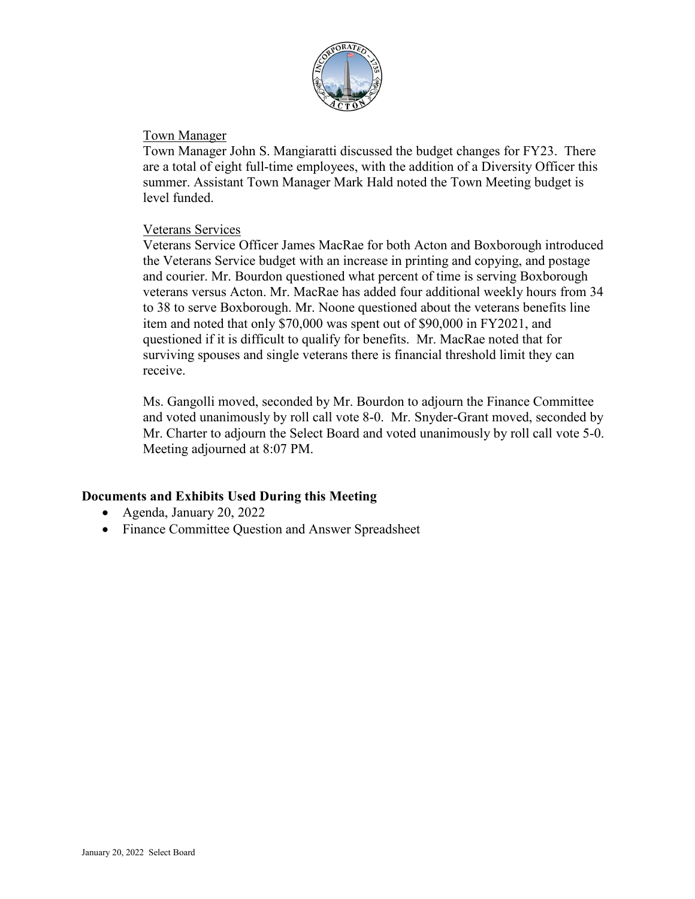Town Manager

Town Manager John S. Mangiaratti discussed the budget changes for FY23. There are a total of eight full-time employees, with the addition of a Diversity Officer this summer. Assistant Town Manager Mark Hald noted the Town Meeting budget is level funded.

Veterans Services

Veterans Service Officer James MacRae for both Acton and Boxborough introduced the Veterans Service budget with an increase in printing and copying, and postage and courier. Mr. Bourdon questioned what percent of time is serving Boxborough veterans versus Acton. Mr. MacRae has added four additional weekly hours from 34 to 38 to serve Boxborough. Mr. Noone questioned about the veterans benefits line item and noted that only $70,000 was spent out of $90,000 in FY2021, and questioned if it is difficult to qualify for benefits. Mr. MacRae noted that for surviving spouses and single veterans there is financial threshold limit they can receive.

Ms. Gangolli moved, seconded by Mr. Bourdon to adjourn the Finance Committee and voted unanimously by roll call vote 8-0. Mr. Snyder-Grant moved, seconded by Mr. Charter to adjourn the Select Board and voted unanimously by roll call vote 5-0. Meeting adjourned at 8:07 PM.

**Documents and Exhibits Used During this Meeting**

- Agenda, January 20, 2022
- Finance Committee Question and Answer Spreadsheet